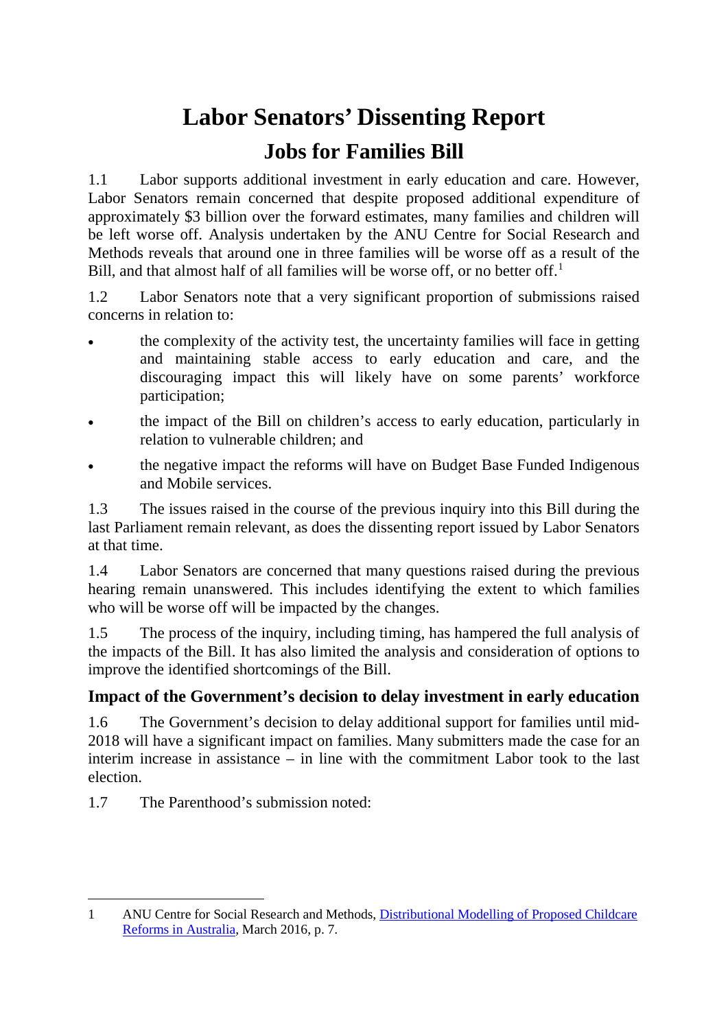# Labor Senators' Dissenting Report

## Jobs for Families Bill

1.1 Labor supports additional investment in early education and care. However, Labor Senators remain concerned that despite proposed additional expenditure of approximately $3 billion over the forward estimates, many families and children will be left worse off. Analysis undertaken by the ANU Centre for Social Research and Methods reveals that around one in three families will be worse off as a result of the Bill, and that almost half of all families will be worse off, or no better off.[1]

1.2 Labor Senators note that a very significant proportion of submissions raised concerns in relation to:

- the complexity of the activity test, the uncertainty families will face in getting and maintaining stable access to early education and care, and the discouraging impact this will likely have on some parents' workforce participation;
- the impact of the Bill on children's access to early education, particularly in relation to vulnerable children; and
- the negative impact the reforms will have on Budget Base Funded Indigenous and Mobile services.

1.3 The issues raised in the course of the previous inquiry into this Bill during the last Parliament remain relevant, as does the dissenting report issued by Labor Senators at that time.

1.4 Labor Senators are concerned that many questions raised during the previous hearing remain unanswered. This includes identifying the extent to which families who will be worse off will be impacted by the changes.

1.5 The process of the inquiry, including timing, has hampered the full analysis of the impacts of the Bill. It has also limited the analysis and consideration of options to improve the identified shortcomings of the Bill.

### Impact of the Government's decision to delay investment in early education

1.6 The Government's decision to delay additional support for families until mid-2018 will have a significant impact on families. Many submitters made the case for an interim increase in assistance – in line with the commitment Labor took to the last election.

1.7 The Parenthood's submission noted:

---

1 ANU Centre for Social Research and Methods, Distributional Modelling of Proposed Childcare Reforms in Australia, March 2016, p. 7.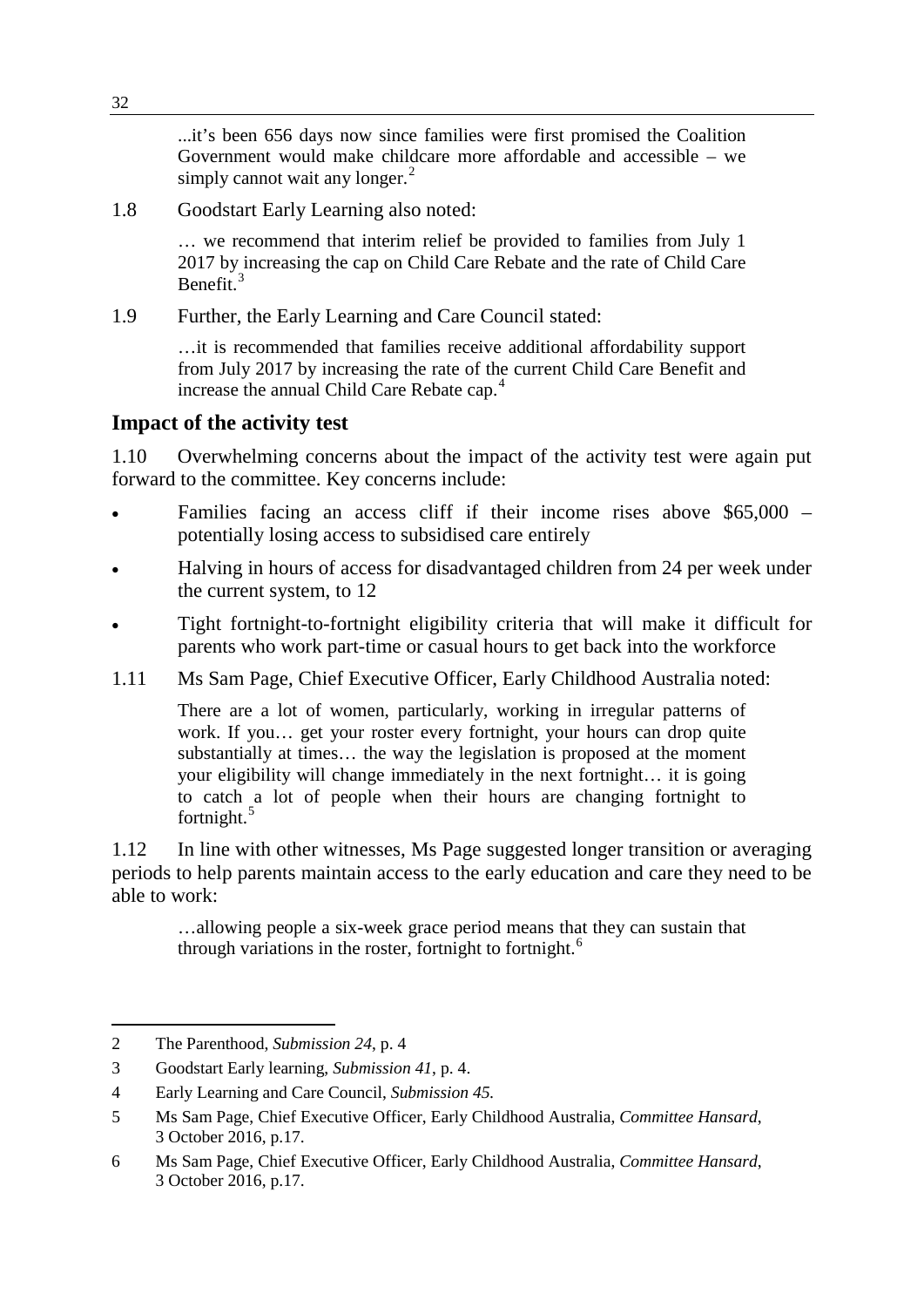> ...it's been 656 days now since families were first promised the Coalition Government would make childcare more affordable and accessible – we simply cannot wait any longer.[2]

1.8 Goodstart Early Learning also noted:

> … we recommend that interim relief be provided to families from July 1 2017 by increasing the cap on Child Care Rebate and the rate of Child Care Benefit.[3]

1.9 Further, the Early Learning and Care Council stated:

> …it is recommended that families receive additional affordability support from July 2017 by increasing the rate of the current Child Care Benefit and increase the annual Child Care Rebate cap.[4]

## Impact of the activity test

1.10 Overwhelming concerns about the impact of the activity test were again put forward to the committee. Key concerns include:

- Families facing an access cliff if their income rises above $65,000 – potentially losing access to subsidised care entirely
- Halving in hours of access for disadvantaged children from 24 per week under the current system, to 12
- Tight fortnight-to-fortnight eligibility criteria that will make it difficult for parents who work part-time or casual hours to get back into the workforce

1.11 Ms Sam Page, Chief Executive Officer, Early Childhood Australia noted:

> There are a lot of women, particularly, working in irregular patterns of work. If you… get your roster every fortnight, your hours can drop quite substantially at times… the way the legislation is proposed at the moment your eligibility will change immediately in the next fortnight… it is going to catch a lot of people when their hours are changing fortnight to fortnight.[5]

1.12 In line with other witnesses, Ms Page suggested longer transition or averaging periods to help parents maintain access to the early education and care they need to be able to work:

> …allowing people a six-week grace period means that they can sustain that through variations in the roster, fortnight to fortnight.[6]

---

2 The Parenthood, *Submission 24*, p. 4

3 Goodstart Early learning, *Submission 41*, p. 4.

4 Early Learning and Care Council, *Submission 45.*

5 Ms Sam Page, Chief Executive Officer, Early Childhood Australia, *Committee Hansard*, 3 October 2016, p.17.

6 Ms Sam Page, Chief Executive Officer, Early Childhood Australia, *Committee Hansard*, 3 October 2016, p.17.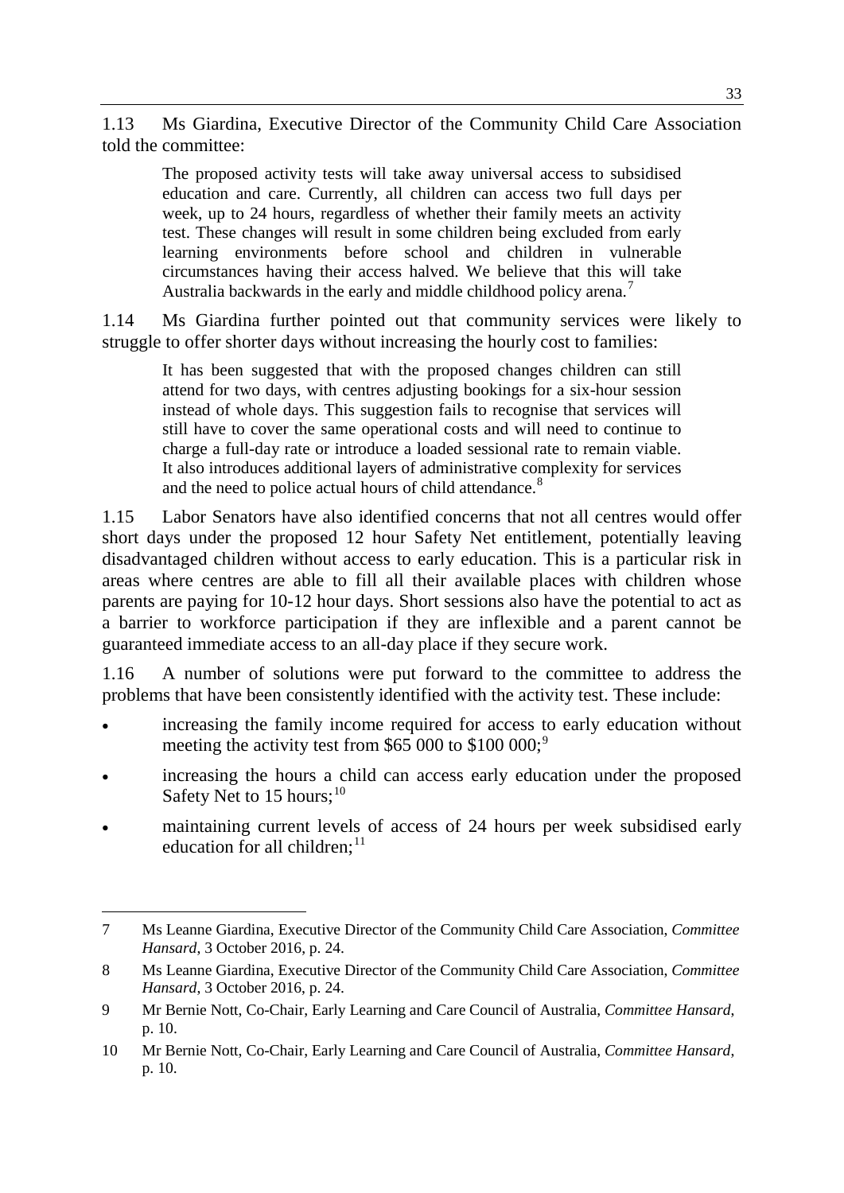1.13 Ms Giardina, Executive Director of the Community Child Care Association told the committee:

> The proposed activity tests will take away universal access to subsidised education and care. Currently, all children can access two full days per week, up to 24 hours, regardless of whether their family meets an activity test. These changes will result in some children being excluded from early learning environments before school and children in vulnerable circumstances having their access halved. We believe that this will take Australia backwards in the early and middle childhood policy arena.[7]

1.14 Ms Giardina further pointed out that community services were likely to struggle to offer shorter days without increasing the hourly cost to families:

> It has been suggested that with the proposed changes children can still attend for two days, with centres adjusting bookings for a six-hour session instead of whole days. This suggestion fails to recognise that services will still have to cover the same operational costs and will need to continue to charge a full-day rate or introduce a loaded sessional rate to remain viable. It also introduces additional layers of administrative complexity for services and the need to police actual hours of child attendance.[8]

1.15 Labor Senators have also identified concerns that not all centres would offer short days under the proposed 12 hour Safety Net entitlement, potentially leaving disadvantaged children without access to early education. This is a particular risk in areas where centres are able to fill all their available places with children whose parents are paying for 10-12 hour days. Short sessions also have the potential to act as a barrier to workforce participation if they are inflexible and a parent cannot be guaranteed immediate access to an all-day place if they secure work.

1.16 A number of solutions were put forward to the committee to address the problems that have been consistently identified with the activity test. These include:

- increasing the family income required for access to early education without meeting the activity test from $65 000 to $100 000;[9]
- increasing the hours a child can access early education under the proposed Safety Net to 15 hours;[10]
- maintaining current levels of access of 24 hours per week subsidised early education for all children;[11]

---

7 Ms Leanne Giardina, Executive Director of the Community Child Care Association, *Committee Hansard*, 3 October 2016, p. 24.

8 Ms Leanne Giardina, Executive Director of the Community Child Care Association, *Committee Hansard*, 3 October 2016, p. 24.

9 Mr Bernie Nott, Co-Chair, Early Learning and Care Council of Australia, *Committee Hansard*, p. 10.

10 Mr Bernie Nott, Co-Chair, Early Learning and Care Council of Australia, *Committee Hansard*, p. 10.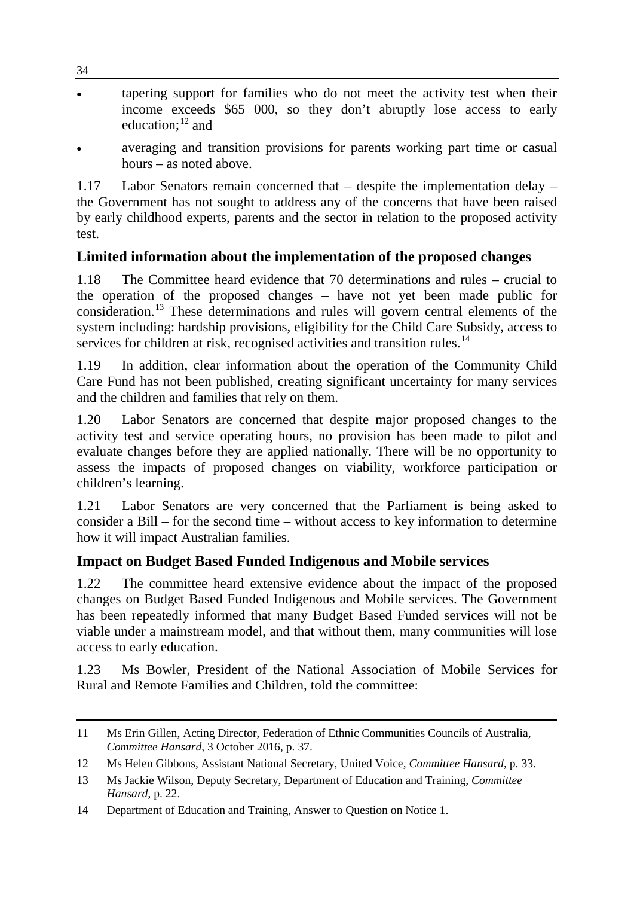- tapering support for families who do not meet the activity test when their income exceeds $65 000, so they don't abruptly lose access to early education;[12] and
- averaging and transition provisions for parents working part time or casual hours – as noted above.

1.17 Labor Senators remain concerned that – despite the implementation delay – the Government has not sought to address any of the concerns that have been raised by early childhood experts, parents and the sector in relation to the proposed activity test.

## Limited information about the implementation of the proposed changes

1.18 The Committee heard evidence that 70 determinations and rules – crucial to the operation of the proposed changes – have not yet been made public for consideration.[13] These determinations and rules will govern central elements of the system including: hardship provisions, eligibility for the Child Care Subsidy, access to services for children at risk, recognised activities and transition rules.[14]

1.19 In addition, clear information about the operation of the Community Child Care Fund has not been published, creating significant uncertainty for many services and the children and families that rely on them.

1.20 Labor Senators are concerned that despite major proposed changes to the activity test and service operating hours, no provision has been made to pilot and evaluate changes before they are applied nationally. There will be no opportunity to assess the impacts of proposed changes on viability, workforce participation or children's learning.

1.21 Labor Senators are very concerned that the Parliament is being asked to consider a Bill – for the second time – without access to key information to determine how it will impact Australian families.

## Impact on Budget Based Funded Indigenous and Mobile services

1.22 The committee heard extensive evidence about the impact of the proposed changes on Budget Based Funded Indigenous and Mobile services. The Government has been repeatedly informed that many Budget Based Funded services will not be viable under a mainstream model, and that without them, many communities will lose access to early education.

1.23 Ms Bowler, President of the National Association of Mobile Services for Rural and Remote Families and Children, told the committee:

---

11 Ms Erin Gillen, Acting Director, Federation of Ethnic Communities Councils of Australia, *Committee Hansard*, 3 October 2016, p. 37.

12 Ms Helen Gibbons, Assistant National Secretary, United Voice, *Committee Hansard*, p. 33.

13 Ms Jackie Wilson, Deputy Secretary, Department of Education and Training, *Committee Hansard*, p. 22.

14 Department of Education and Training, Answer to Question on Notice 1.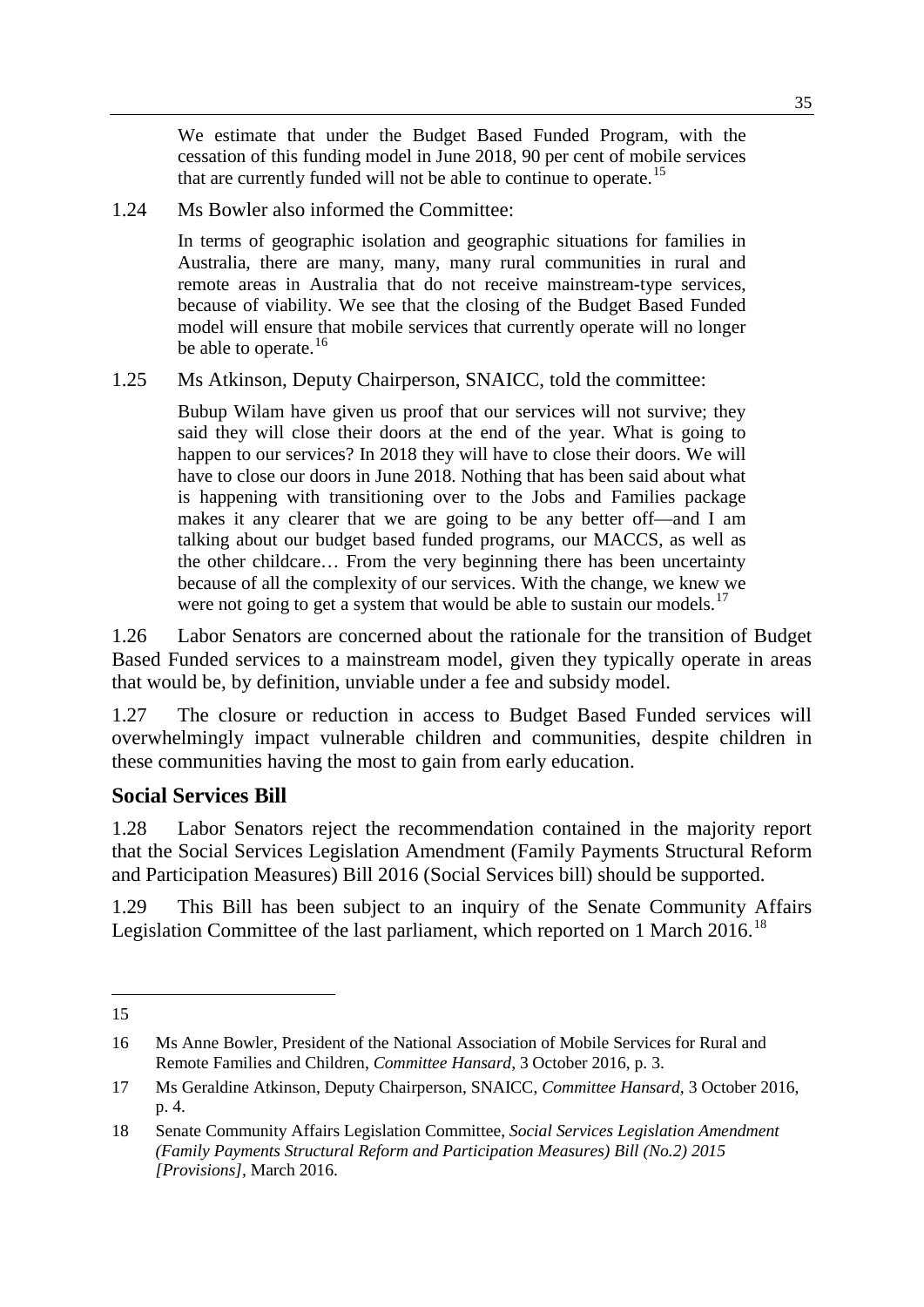> We estimate that under the Budget Based Funded Program, with the cessation of this funding model in June 2018, 90 per cent of mobile services that are currently funded will not be able to continue to operate.[15]

1.24 Ms Bowler also informed the Committee:

> In terms of geographic isolation and geographic situations for families in Australia, there are many, many, many rural communities in rural and remote areas in Australia that do not receive mainstream-type services, because of viability. We see that the closing of the Budget Based Funded model will ensure that mobile services that currently operate will no longer be able to operate.[16]

1.25 Ms Atkinson, Deputy Chairperson, SNAICC, told the committee:

> Bubup Wilam have given us proof that our services will not survive; they said they will close their doors at the end of the year. What is going to happen to our services? In 2018 they will have to close their doors. We will have to close our doors in June 2018. Nothing that has been said about what is happening with transitioning over to the Jobs and Families package makes it any clearer that we are going to be any better off—and I am talking about our budget based funded programs, our MACCS, as well as the other childcare… From the very beginning there has been uncertainty because of all the complexity of our services. With the change, we knew we were not going to get a system that would be able to sustain our models.[17]

1.26 Labor Senators are concerned about the rationale for the transition of Budget Based Funded services to a mainstream model, given they typically operate in areas that would be, by definition, unviable under a fee and subsidy model.

1.27 The closure or reduction in access to Budget Based Funded services will overwhelmingly impact vulnerable children and communities, despite children in these communities having the most to gain from early education.

## Social Services Bill

1.28 Labor Senators reject the recommendation contained in the majority report that the Social Services Legislation Amendment (Family Payments Structural Reform and Participation Measures) Bill 2016 (Social Services bill) should be supported.

1.29 This Bill has been subject to an inquiry of the Senate Community Affairs Legislation Committee of the last parliament, which reported on 1 March 2016.[18]

---

15

16 Ms Anne Bowler, President of the National Association of Mobile Services for Rural and Remote Families and Children, *Committee Hansard*, 3 October 2016, p. 3.

17 Ms Geraldine Atkinson, Deputy Chairperson, SNAICC, *Committee Hansard*, 3 October 2016, p. 4.

18 Senate Community Affairs Legislation Committee, *Social Services Legislation Amendment (Family Payments Structural Reform and Participation Measures) Bill (No.2) 2015 [Provisions]*, March 2016.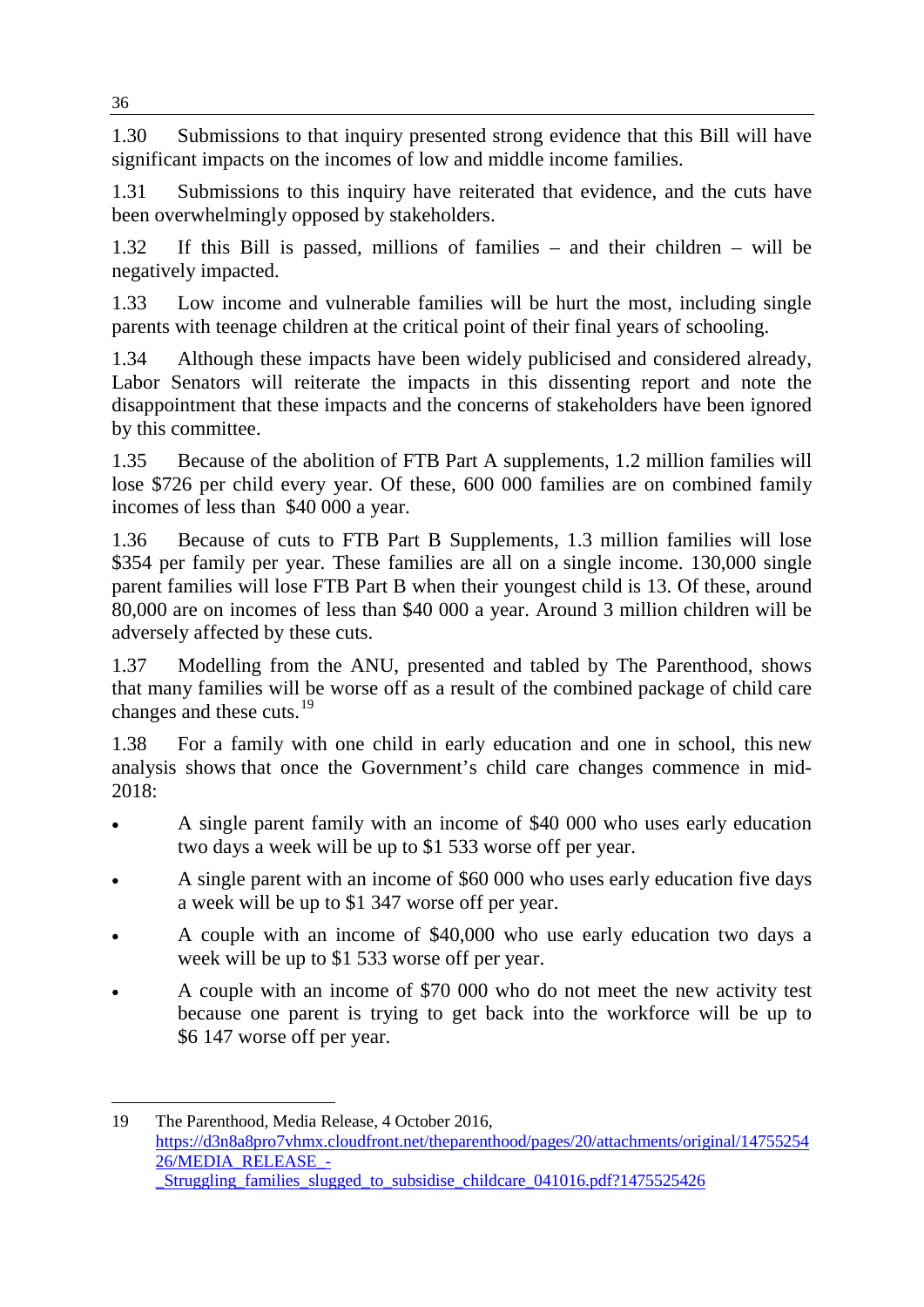1.30 Submissions to that inquiry presented strong evidence that this Bill will have significant impacts on the incomes of low and middle income families.

1.31 Submissions to this inquiry have reiterated that evidence, and the cuts have been overwhelmingly opposed by stakeholders.

1.32 If this Bill is passed, millions of families – and their children – will be negatively impacted.

1.33 Low income and vulnerable families will be hurt the most, including single parents with teenage children at the critical point of their final years of schooling.

1.34 Although these impacts have been widely publicised and considered already, Labor Senators will reiterate the impacts in this dissenting report and note the disappointment that these impacts and the concerns of stakeholders have been ignored by this committee.

1.35 Because of the abolition of FTB Part A supplements, 1.2 million families will lose $726 per child every year. Of these, 600 000 families are on combined family incomes of less than $40 000 a year.

1.36 Because of cuts to FTB Part B Supplements, 1.3 million families will lose $354 per family per year. These families are all on a single income. 130,000 single parent families will lose FTB Part B when their youngest child is 13. Of these, around 80,000 are on incomes of less than $40 000 a year. Around 3 million children will be adversely affected by these cuts.

1.37 Modelling from the ANU, presented and tabled by The Parenthood, shows that many families will be worse off as a result of the combined package of child care changes and these cuts.[19]

1.38 For a family with one child in early education and one in school, this new analysis shows that once the Government's child care changes commence in mid-2018:

- A single parent family with an income of $40 000 who uses early education two days a week will be up to $1 533 worse off per year.
- A single parent with an income of $60 000 who uses early education five days a week will be up to $1 347 worse off per year.
- A couple with an income of $40,000 who use early education two days a week will be up to $1 533 worse off per year.
- A couple with an income of $70 000 who do not meet the new activity test because one parent is trying to get back into the workforce will be up to $6 147 worse off per year.

---

19 The Parenthood, Media Release, 4 October 2016, https://d3n8a8pro7vhmx.cloudfront.net/theparenthood/pages/20/attachments/original/1475525426/MEDIA_RELEASE_-_Struggling_families_slugged_to_subsidise_childcare_041016.pdf?1475525426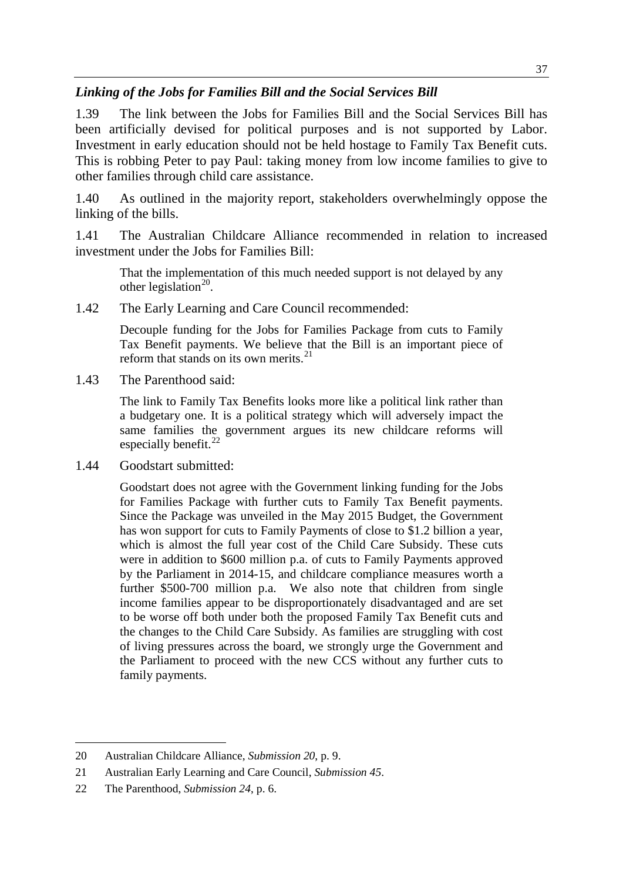### *Linking of the Jobs for Families Bill and the Social Services Bill*

1.39 The link between the Jobs for Families Bill and the Social Services Bill has been artificially devised for political purposes and is not supported by Labor. Investment in early education should not be held hostage to Family Tax Benefit cuts. This is robbing Peter to pay Paul: taking money from low income families to give to other families through child care assistance.

1.40 As outlined in the majority report, stakeholders overwhelmingly oppose the linking of the bills.

1.41 The Australian Childcare Alliance recommended in relation to increased investment under the Jobs for Families Bill:

> That the implementation of this much needed support is not delayed by any other legislation[20].

1.42 The Early Learning and Care Council recommended:

> Decouple funding for the Jobs for Families Package from cuts to Family Tax Benefit payments. We believe that the Bill is an important piece of reform that stands on its own merits.[21]

1.43 The Parenthood said:

> The link to Family Tax Benefits looks more like a political link rather than a budgetary one. It is a political strategy which will adversely impact the same families the government argues its new childcare reforms will especially benefit.[22]

1.44 Goodstart submitted:

> Goodstart does not agree with the Government linking funding for the Jobs for Families Package with further cuts to Family Tax Benefit payments. Since the Package was unveiled in the May 2015 Budget, the Government has won support for cuts to Family Payments of close to \$1.2 billion a year, which is almost the full year cost of the Child Care Subsidy. These cuts were in addition to \$600 million p.a. of cuts to Family Payments approved by the Parliament in 2014-15, and childcare compliance measures worth a further \$500-700 million p.a. We also note that children from single income families appear to be disproportionately disadvantaged and are set to be worse off both under both the proposed Family Tax Benefit cuts and the changes to the Child Care Subsidy. As families are struggling with cost of living pressures across the board, we strongly urge the Government and the Parliament to proceed with the new CCS without any further cuts to family payments.

---

20 Australian Childcare Alliance, *Submission 20*, p. 9.

21 Australian Early Learning and Care Council, *Submission 45*.

22 The Parenthood, *Submission 24*, p. 6.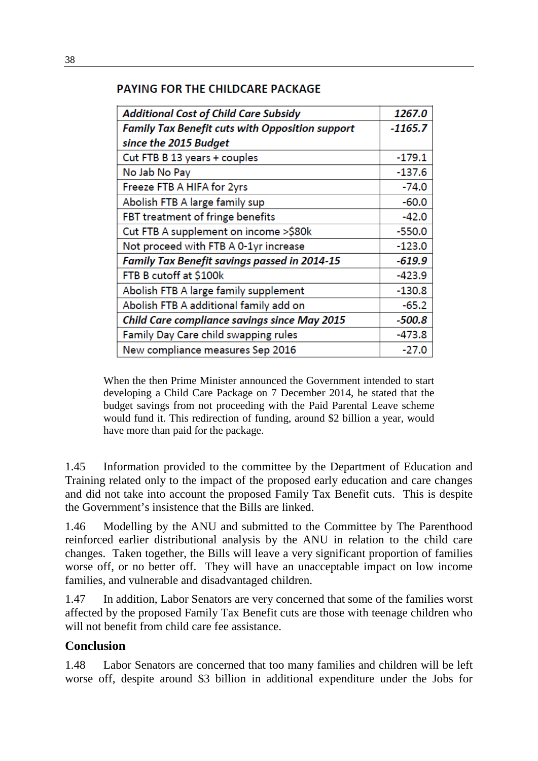**PAYING FOR THE CHILDCARE PACKAGE**

| ***Additional Cost of Child Care Subsidy*** | ***1267.0*** |
|---|---|
| ***Family Tax Benefit cuts with Opposition support since the 2015 Budget*** | ***-1165.7*** |
| Cut FTB B 13 years + couples | -179.1 |
| No Jab No Pay | -137.6 |
| Freeze FTB A HIFA for 2yrs | -74.0 |
| Abolish FTB A large family sup | -60.0 |
| FBT treatment of fringe benefits | -42.0 |
| Cut FTB A supplement on income >$80k | -550.0 |
| Not proceed with FTB A 0-1yr increase | -123.0 |
| ***Family Tax Benefit savings passed in 2014-15*** | ***-619.9*** |
| FTB B cutoff at $100k | -423.9 |
| Abolish FTB A large family supplement | -130.8 |
| Abolish FTB A additional family add on | -65.2 |
| ***Child Care compliance savings since May 2015*** | ***-500.8*** |
| Family Day Care child swapping rules | -473.8 |
| New compliance measures Sep 2016 | -27.0 |

> When the then Prime Minister announced the Government intended to start developing a Child Care Package on 7 December 2014, he stated that the budget savings from not proceeding with the Paid Parental Leave scheme would fund it. This redirection of funding, around $2 billion a year, would have more than paid for the package.

1.45 Information provided to the committee by the Department of Education and Training related only to the impact of the proposed early education and care changes and did not take into account the proposed Family Tax Benefit cuts. This is despite the Government's insistence that the Bills are linked.

1.46 Modelling by the ANU and submitted to the Committee by The Parenthood reinforced earlier distributional analysis by the ANU in relation to the child care changes. Taken together, the Bills will leave a very significant proportion of families worse off, or no better off. They will have an unacceptable impact on low income families, and vulnerable and disadvantaged children.

1.47 In addition, Labor Senators are very concerned that some of the families worst affected by the proposed Family Tax Benefit cuts are those with teenage children who will not benefit from child care fee assistance.

### Conclusion

1.48 Labor Senators are concerned that too many families and children will be left worse off, despite around $3 billion in additional expenditure under the Jobs for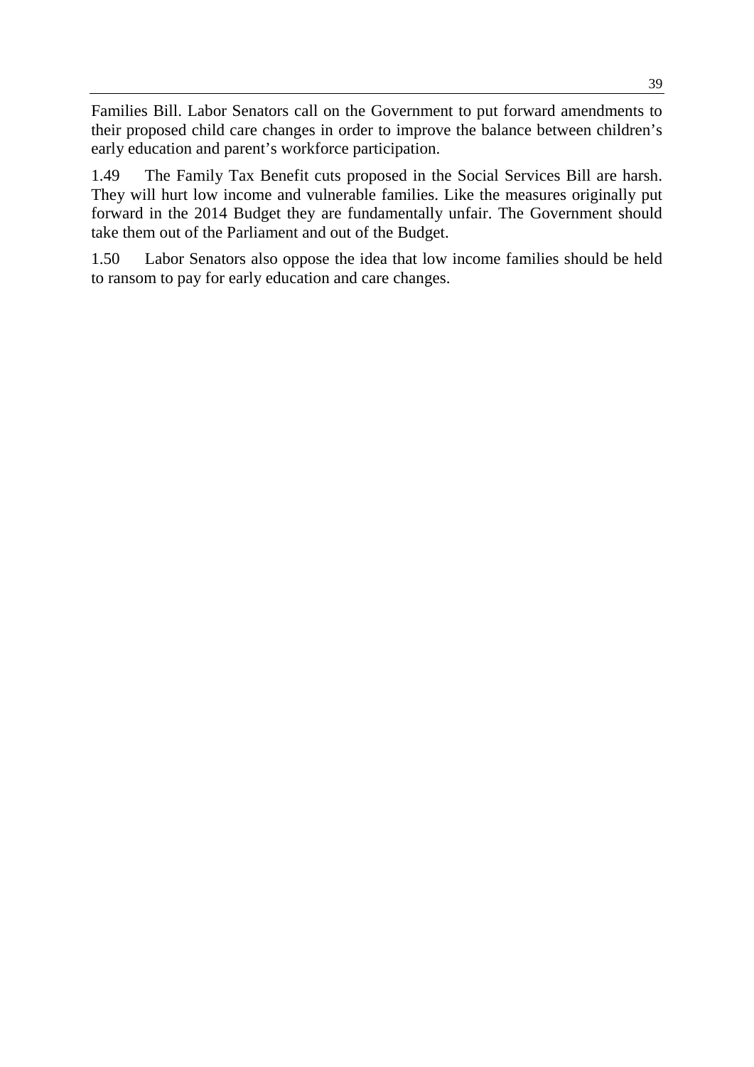Families Bill. Labor Senators call on the Government to put forward amendments to their proposed child care changes in order to improve the balance between children's early education and parent's workforce participation.

1.49 The Family Tax Benefit cuts proposed in the Social Services Bill are harsh. They will hurt low income and vulnerable families. Like the measures originally put forward in the 2014 Budget they are fundamentally unfair. The Government should take them out of the Parliament and out of the Budget.

1.50 Labor Senators also oppose the idea that low income families should be held to ransom to pay for early education and care changes.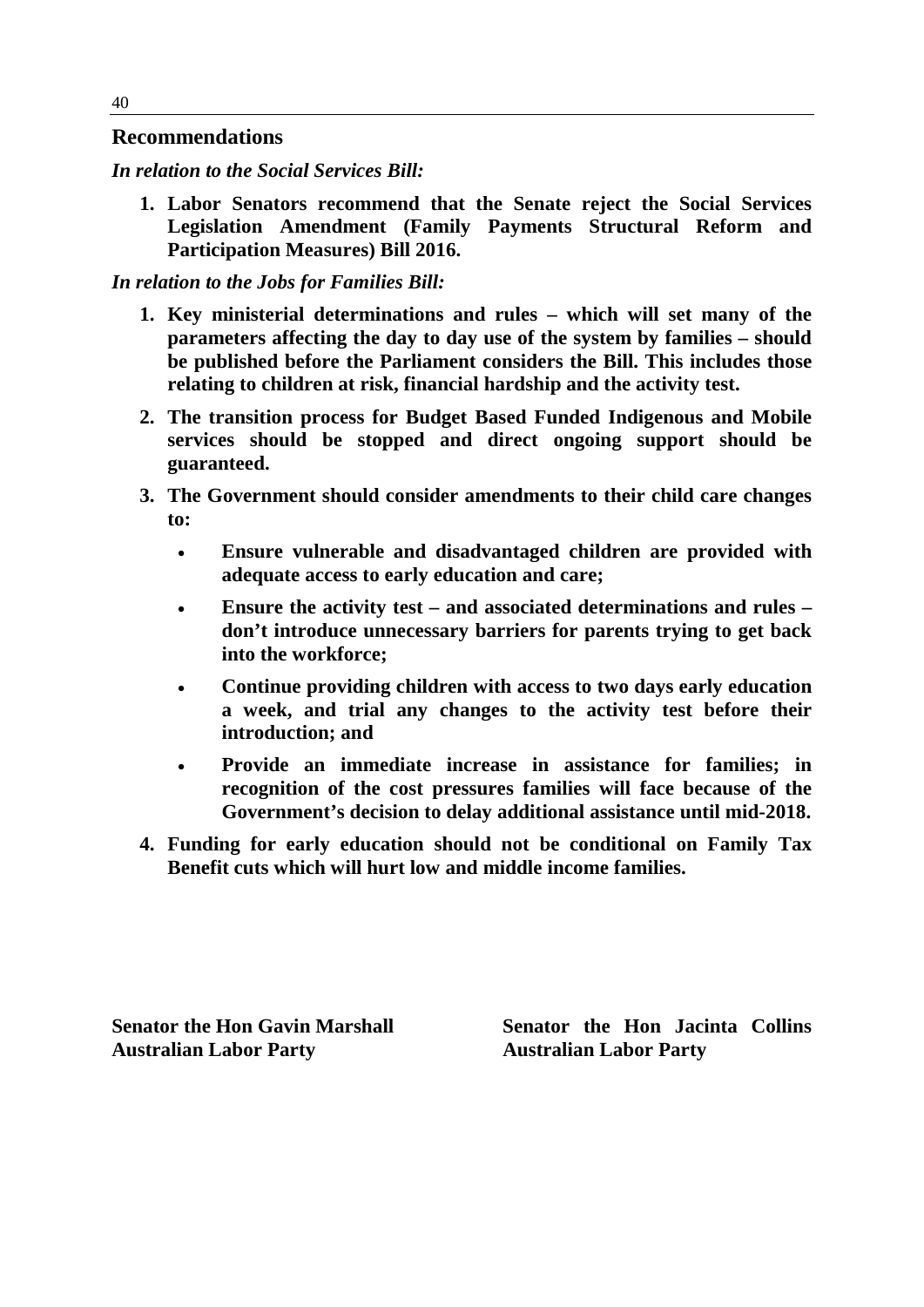## Recommendations

*In relation to the Social Services Bill:*

1. **Labor Senators recommend that the Senate reject the Social Services Legislation Amendment (Family Payments Structural Reform and Participation Measures) Bill 2016.**

*In relation to the Jobs for Families Bill:*

1. **Key ministerial determinations and rules – which will set many of the parameters affecting the day to day use of the system by families – should be published before the Parliament considers the Bill. This includes those relating to children at risk, financial hardship and the activity test.**
2. **The transition process for Budget Based Funded Indigenous and Mobile services should be stopped and direct ongoing support should be guaranteed.**
3. **The Government should consider amendments to their child care changes to:**
   - **Ensure vulnerable and disadvantaged children are provided with adequate access to early education and care;**
   - **Ensure the activity test – and associated determinations and rules – don't introduce unnecessary barriers for parents trying to get back into the workforce;**
   - **Continue providing children with access to two days early education a week, and trial any changes to the activity test before their introduction; and**
   - **Provide an immediate increase in assistance for families; in recognition of the cost pressures families will face because of the Government's decision to delay additional assistance until mid-2018.**
4. **Funding for early education should not be conditional on Family Tax Benefit cuts which will hurt low and middle income families.**

**Senator the Hon Gavin Marshall**
**Australian Labor Party**

**Senator the Hon Jacinta Collins**
**Australian Labor Party**